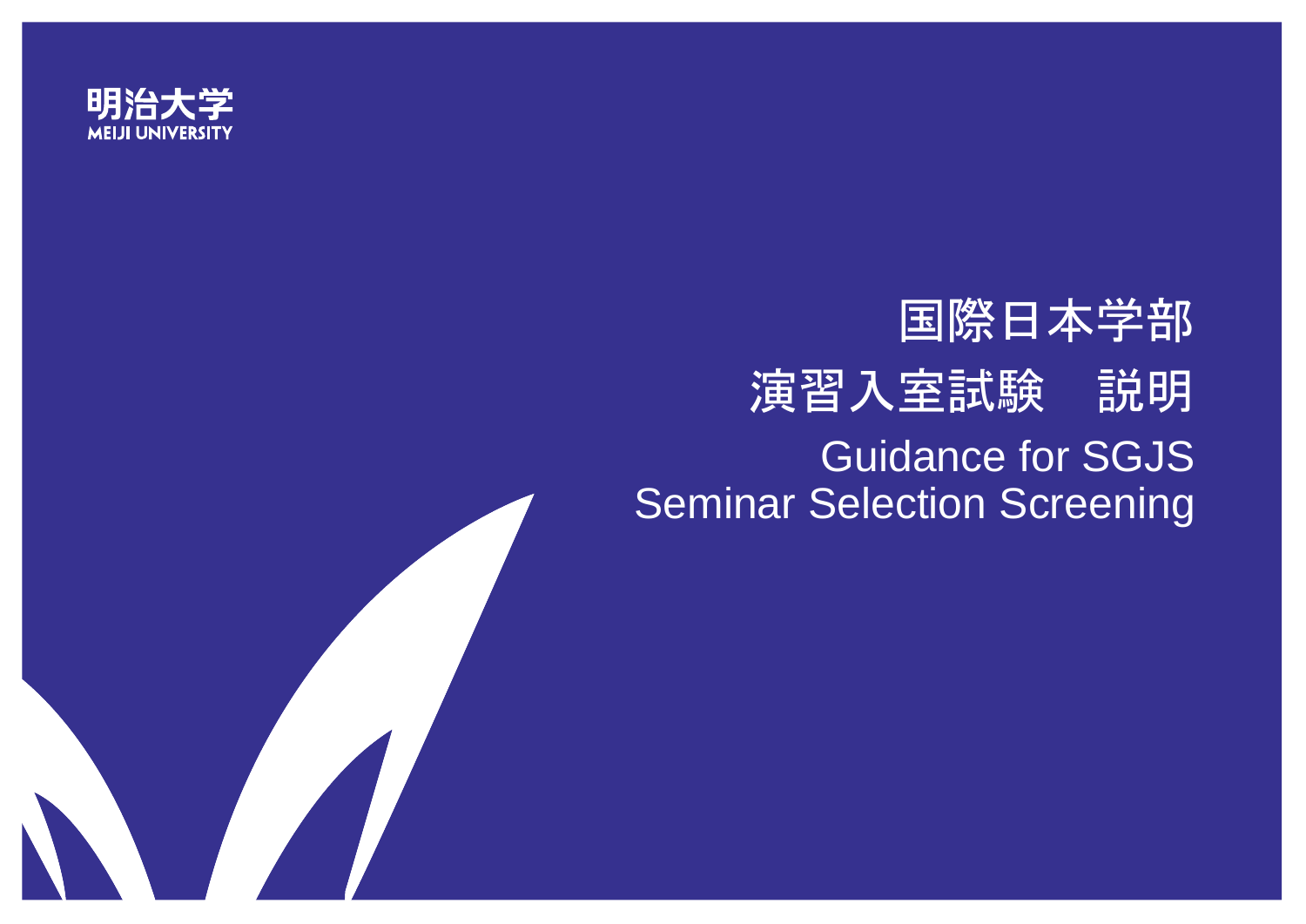明治大学
MEIJI UNIVERSITY

# 国際日本学部
# 演習入室試験　説明

## Guidance for SGJS Seminar Selection Screening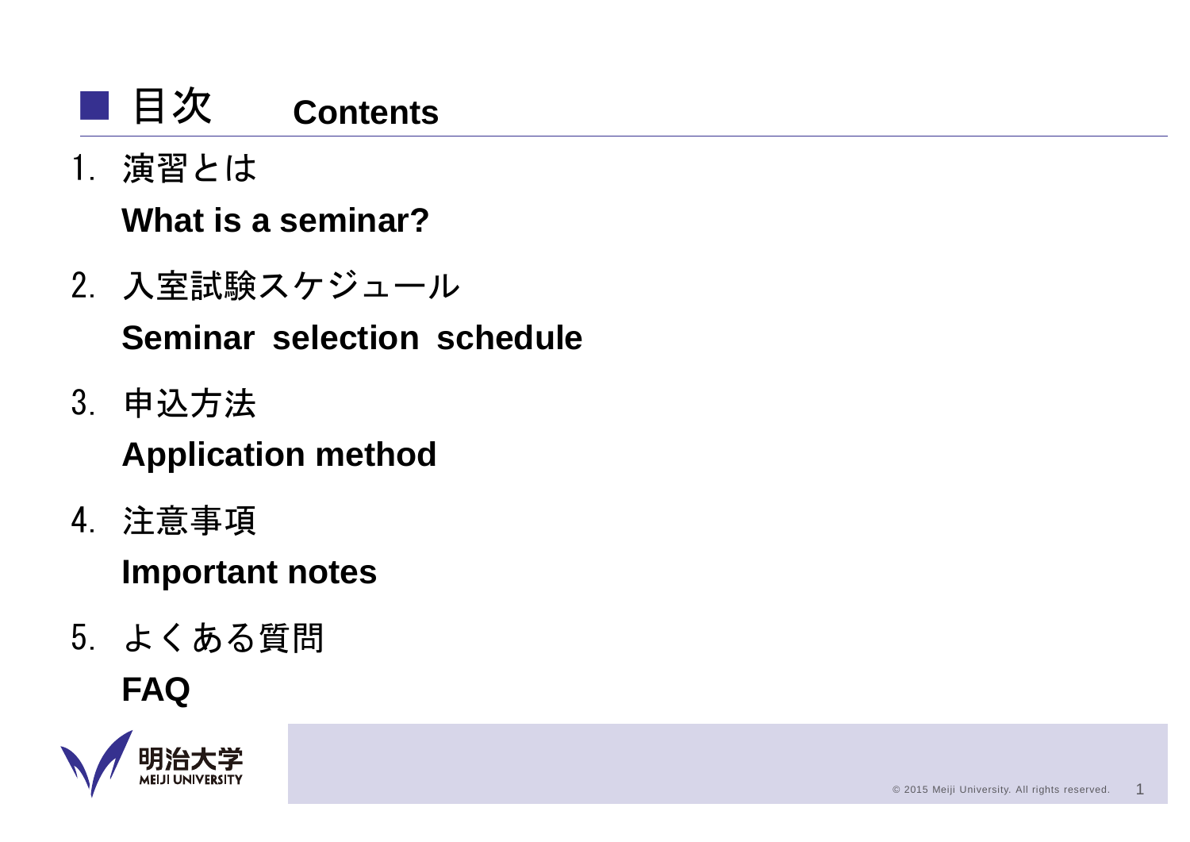## ■ 目次　Contents

1. 演習とは
   **What is a seminar?**
2. 入室試験スケジュール
   **Seminar selection schedule**
3. 申込方法
   **Application method**
4. 注意事項
   **Important notes**
5. よくある質問
   **FAQ**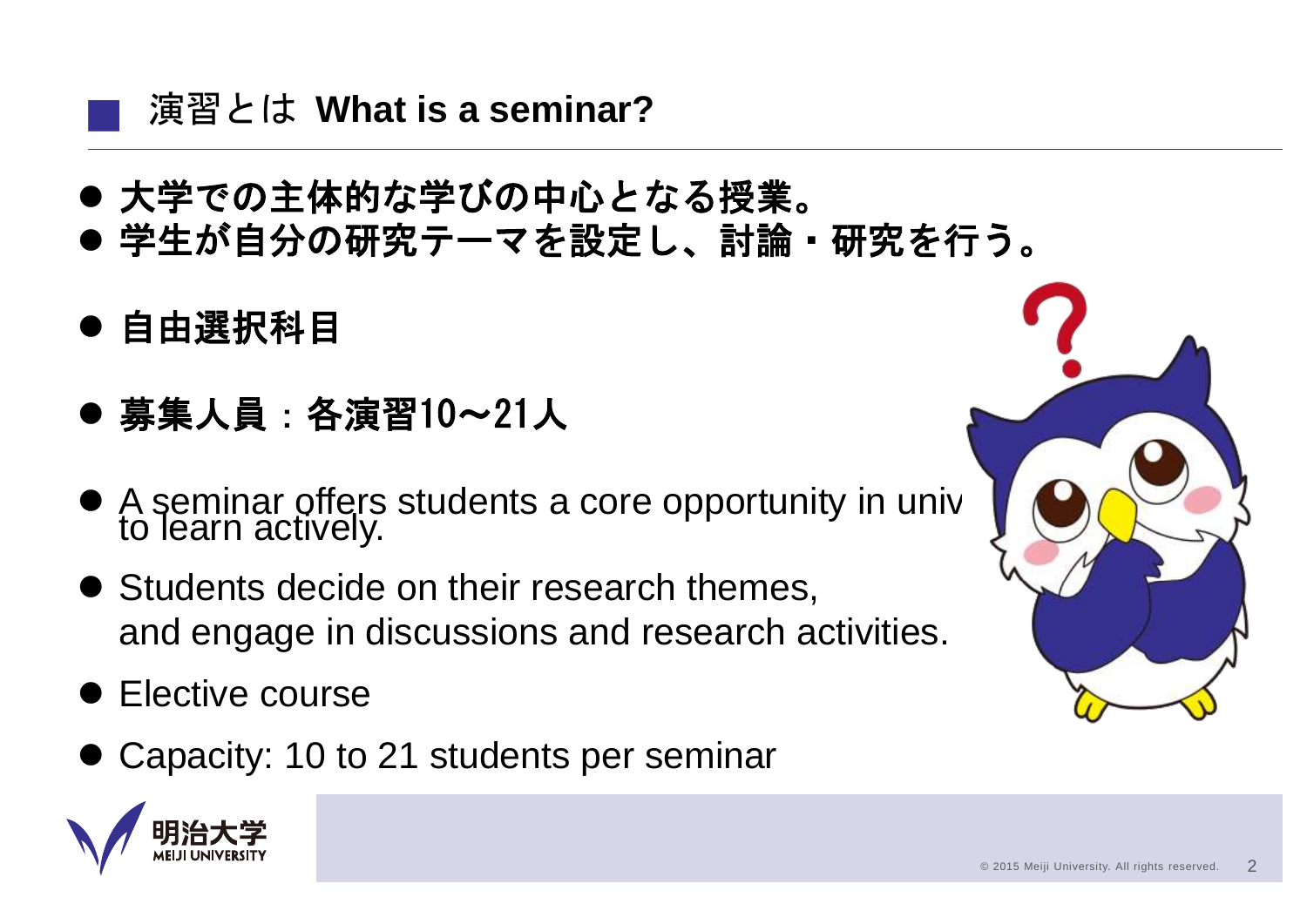## 演習とは **What is a seminar?**

- **大学での主体的な学びの中心となる授業。**
- **学生が自分の研究テーマを設定し、討論・研究を行う。**

- **自由選択科目**

- **募集人員：各演習10～21人**

- A seminar offers students a core opportunity in univ to learn actively.

- Students decide on their research themes, and engage in discussions and research activities.

- Elective course

- Capacity: 10 to 21 students per seminar

明治大学 MEIJI UNIVERSITY

© 2015 Meiji University. All rights reserved.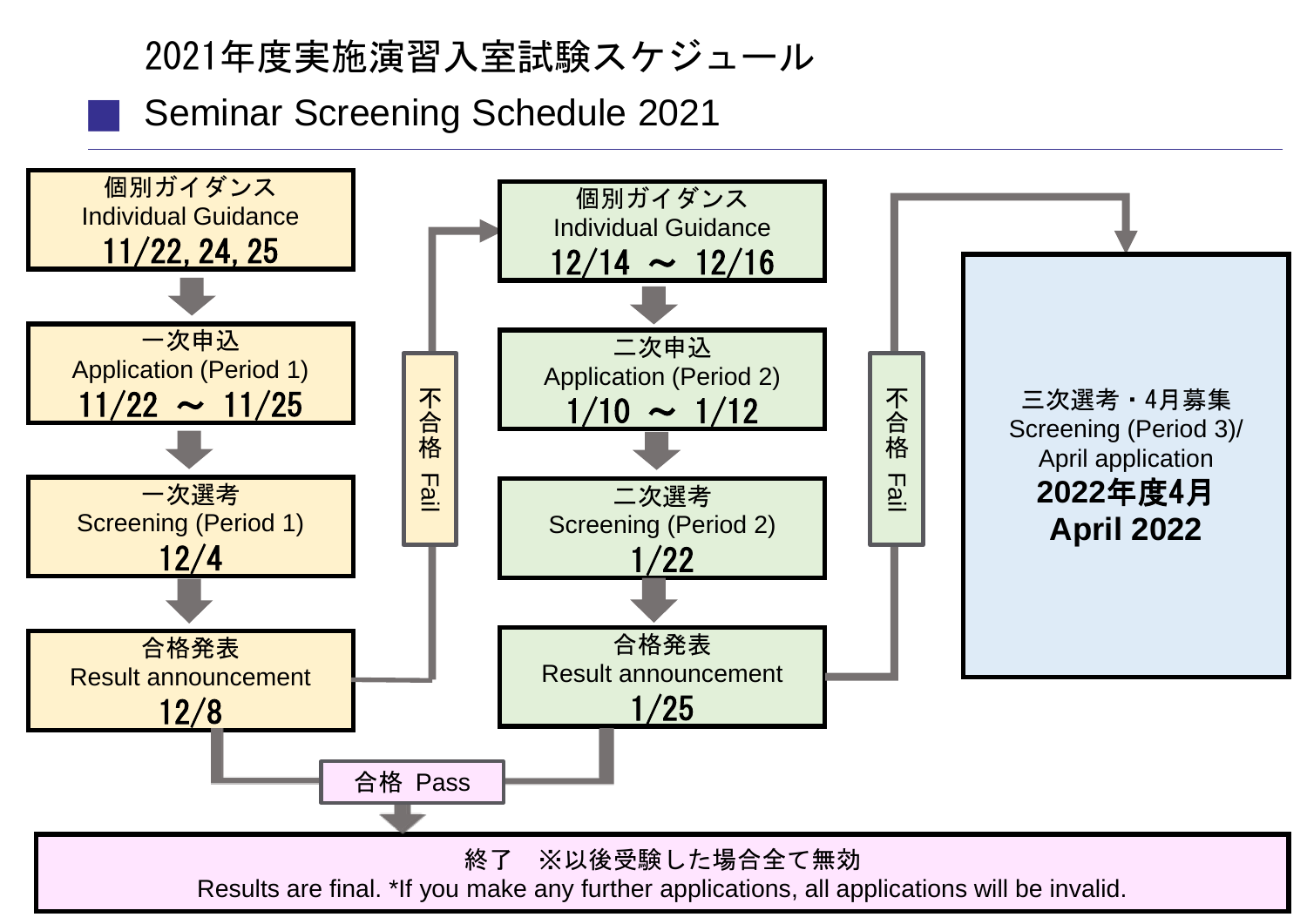# 2021年度実施演習入室試験スケジュール

## Seminar Screening Schedule 2021

**Period 1**

- 個別ガイダンス / Individual Guidance: **11/22, 24, 25**
- 一次申込 / Application (Period 1): **11/22 ～ 11/25**
- 一次選考 / Screening (Period 1): **12/4**
- 合格発表 / Result announcement: **12/8**
  - 合格 Pass → 終了
  - 不合格 Fail → Period 2

**Period 2**

- 個別ガイダンス / Individual Guidance: **12/14 ～ 12/16**
- 二次申込 / Application (Period 2): **1/10 ～ 1/12**
- 二次選考 / Screening (Period 2): **1/22**
- 合格発表 / Result announcement: **1/25**
  - 合格 Pass → 終了
  - 不合格 Fail → Period 3

**Period 3**

- 三次選考・4月募集 / Screening (Period 3)/ April application: **2022年度4月 / April 2022**

**合格 Pass →**

終了　※以後受験した場合全て無効
Results are final. *If you make any further applications, all applications will be invalid.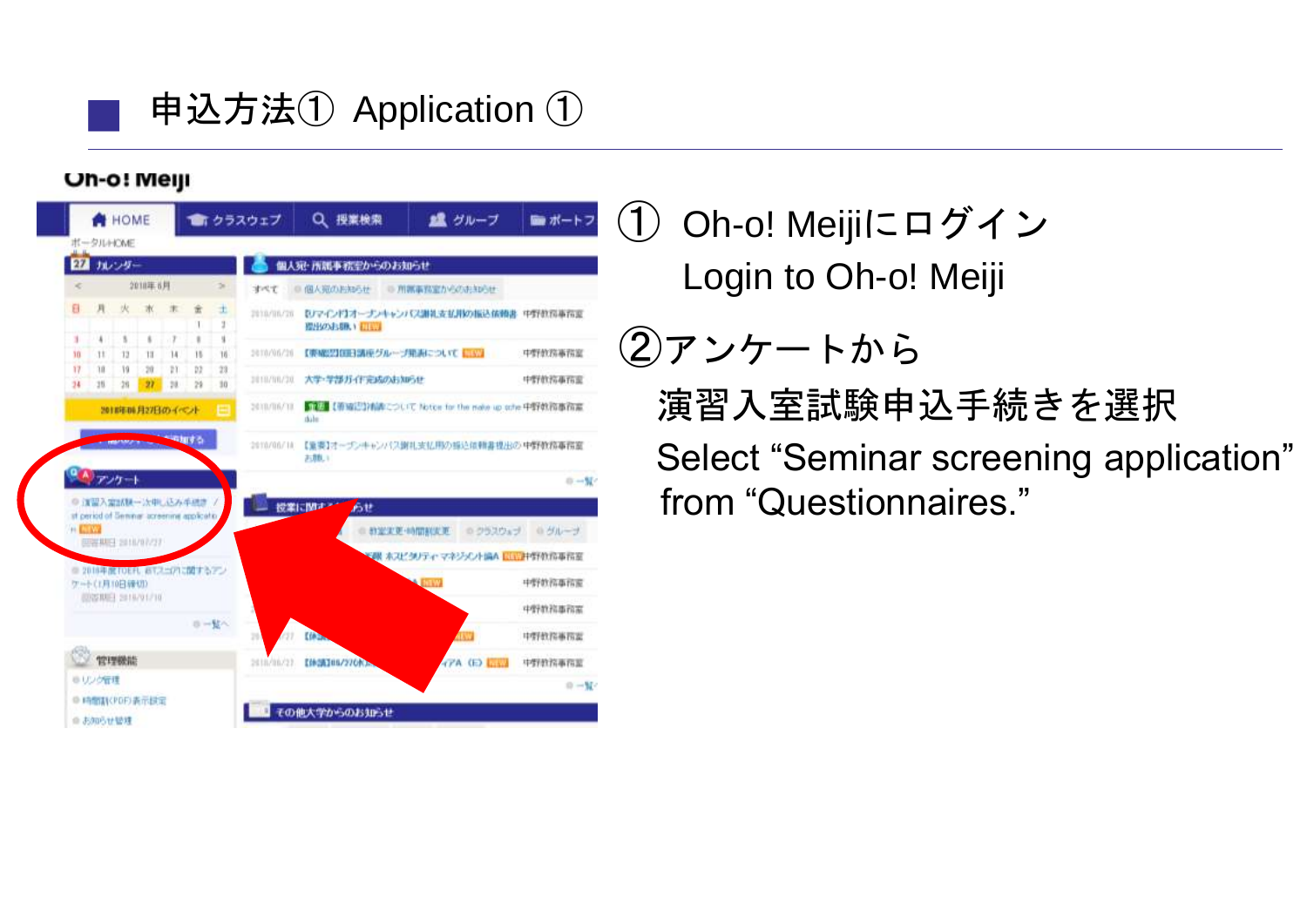## 申込方法① Application ①

① Oh-o! Meijiにログイン

Login to Oh-o! Meiji

②アンケートから

演習入室試験申込手続きを選択

Select “Seminar screening application” from “Questionnaires.”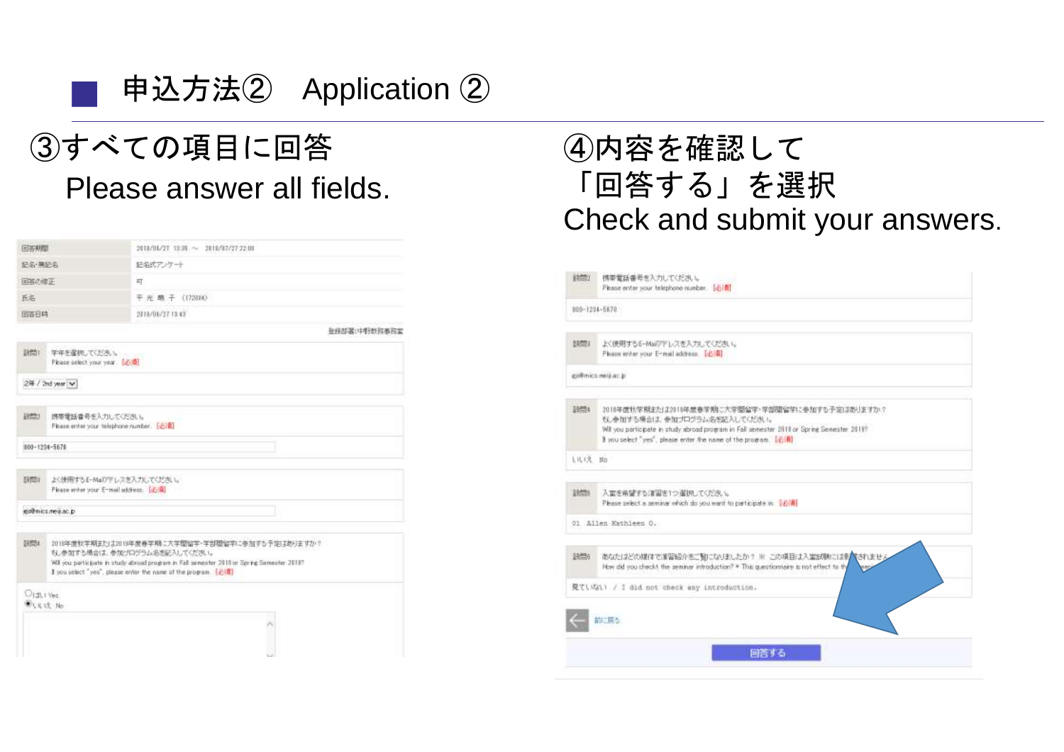# 申込方法②　Application ②

## ③すべての項目に回答

Please answer all fields.

| | |
|---|---|
| 回答期間 | 2018/06/27 10:35 ～ 2018/07/27 22:00 |
| 記名・無記名 | 記名式アンケート |
| 回答の修正 | 可 |
| 氏名 | 千 光 勝 子 (172004) |
| 回答日時 | 2018/06/27 13:43 |

登録部署:中野教務事務室

設問1　学年を選択してください。
Please select your year　【必須】

2年 / 2nd year

設問2　携帯電話番号を入力してください。
Please enter your telephone number　【必須】

000-1234-5678

設問3　よく使用するE-Mailアドレスを入力してください。
Please enter your E-mail address　【必須】

gp@mics.meiji.ac.jp

設問4　2018年度秋学期または2019年度春学期に大学間留学・学部間留学に参加する予定はありますか？
もし参加する場合は、参加プログラム名を記入してください。
Will you participate in study abroad program in Fall semester 2018 or Spring Semester 2019?
If you select "yes", please enter the name of the program　【必須】

○はい Yes
●いいえ No

## ④内容を確認して「回答する」を選択

Check and submit your answers.

設問2　携帯電話番号を入力してください。
Please enter your telephone number　【必須】

000-1234-5678

設問3　よく使用するE-Mailアドレスを入力してください。
Please enter your E-mail address　【必須】

gp@mics.meiji.ac.jp

設問4　2018年度秋学期または2019年度春学期に大学間留学・学部間留学に参加する予定はありますか？
もし参加する場合は、参加プログラム名を記入してください。
Will you participate in study abroad program in Fall semester 2018 or Spring Semester 2019?
If you select "yes", please enter the name of the program　【必須】

いいえ No

設問5　入室を希望する演習を1つ選択してください。
Please select a seminar which do you want to participate in　【必須】

01 Allen Kathleen O.

設問6　あなたはどの媒体で演習紹介をご覧になりましたか？ ※ この項目は入室試験には影響されません
How did you check the seminar introduction? ※ This questionnaire is not effect to the ...

見ていない / I did not check any introduction.

前に戻る

回答する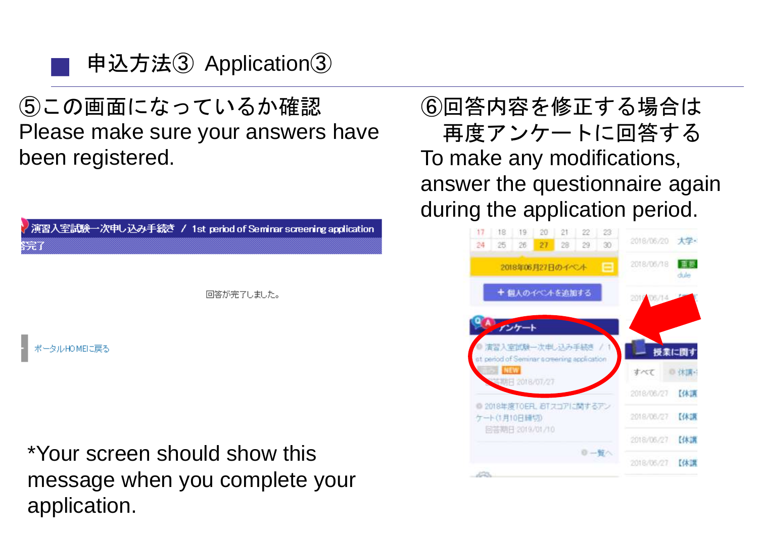## 申込方法③ Application③

⑤この画面になっているか確認
Please make sure your answers have been registered.

演習入室試験一次申し込み手続き / 1st period of Seminar screening application
答完了

回答が完了しました。

ポータルHOMEに戻る

*Your screen should show this message when you complete your application.

⑥回答内容を修正する場合は
　再度アンケートに回答する
To make any modifications, answer the questionnaire again during the application period.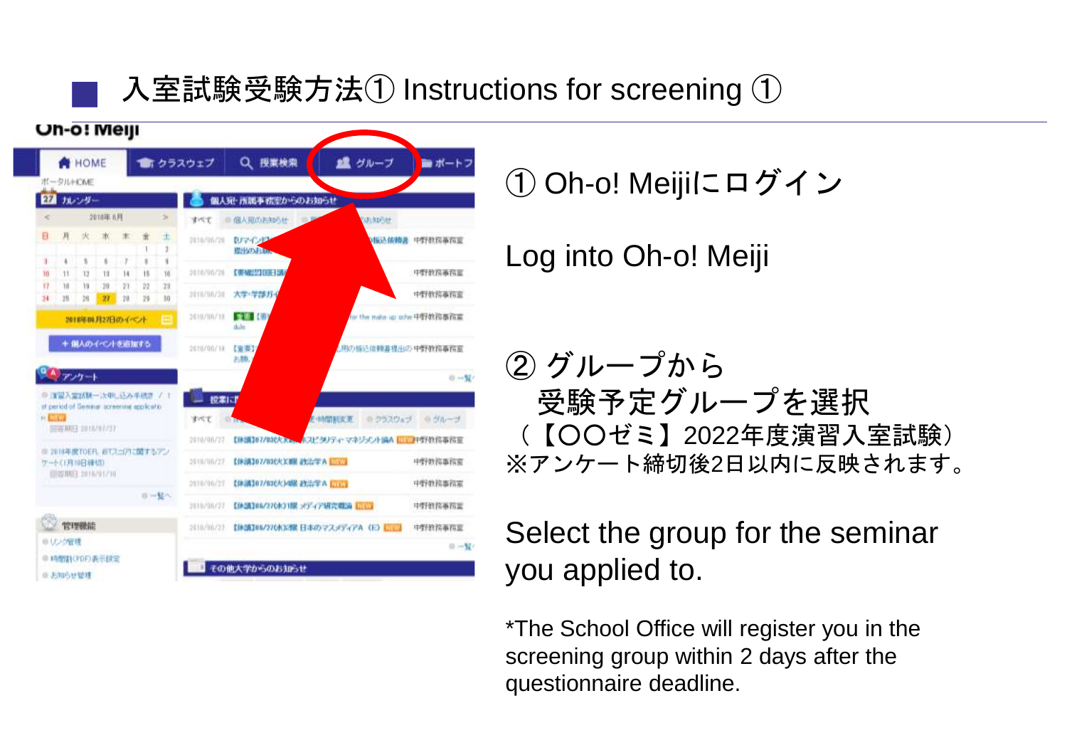## 入室試験受験方法① Instructions for screening ①

① Oh-o! Meijiにログイン

Log into Oh-o! Meiji

② グループから
　受験予定グループを選択
（【〇〇ゼミ】2022年度演習入室試験）
※アンケート締切後2日以内に反映されます。

Select the group for the seminar you applied to.

*The School Office will register you in the screening group within 2 days after the questionnaire deadline.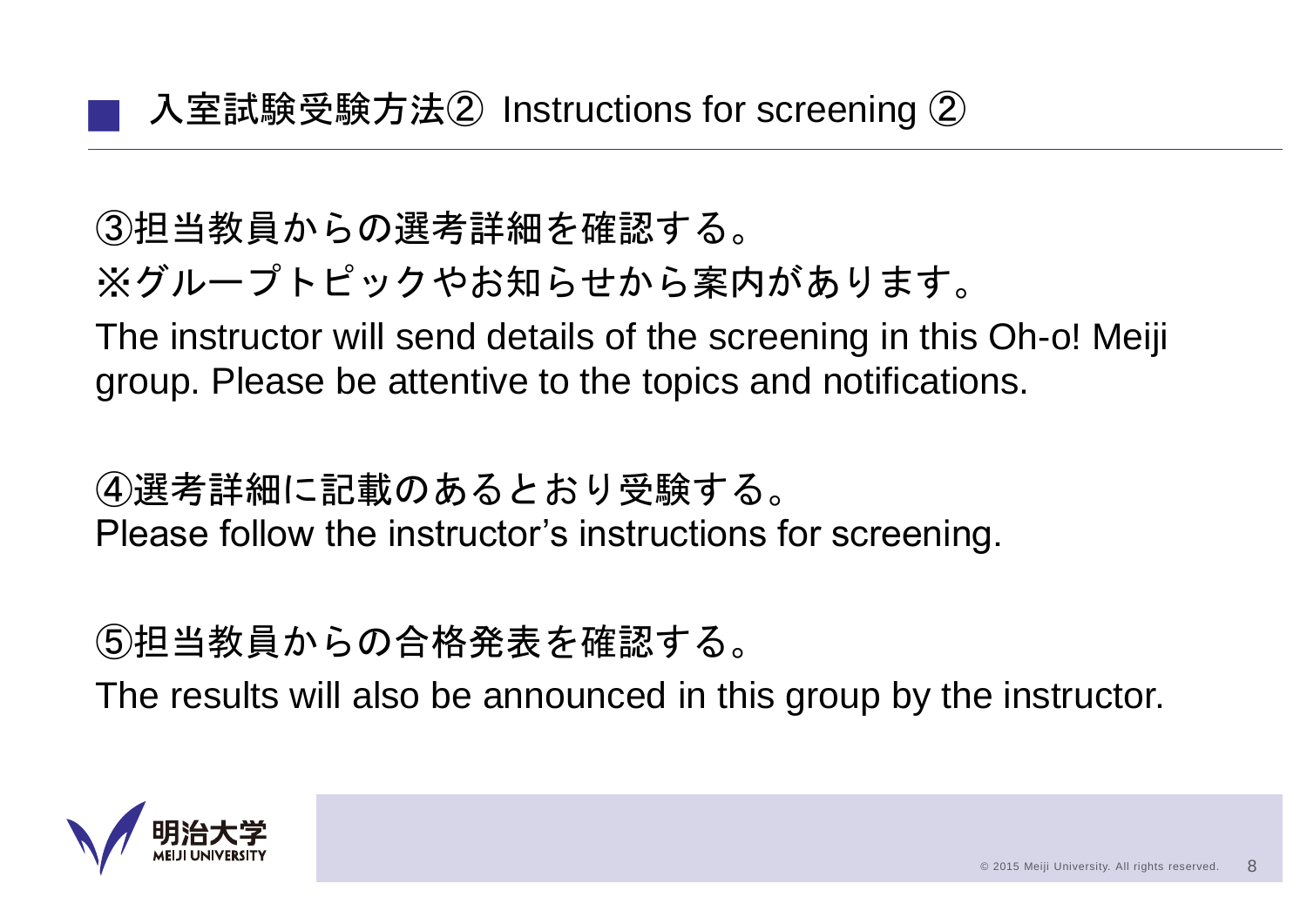## 入室試験受験方法② Instructions for screening ②

③担当教員からの選考詳細を確認する。
※グループトピックやお知らせから案内があります。

The instructor will send details of the screening in this Oh-o! Meiji group. Please be attentive to the topics and notifications.

④選考詳細に記載のあるとおり受験する。

Please follow the instructor’s instructions for screening.

⑤担当教員からの合格発表を確認する。

The results will also be announced in this group by the instructor.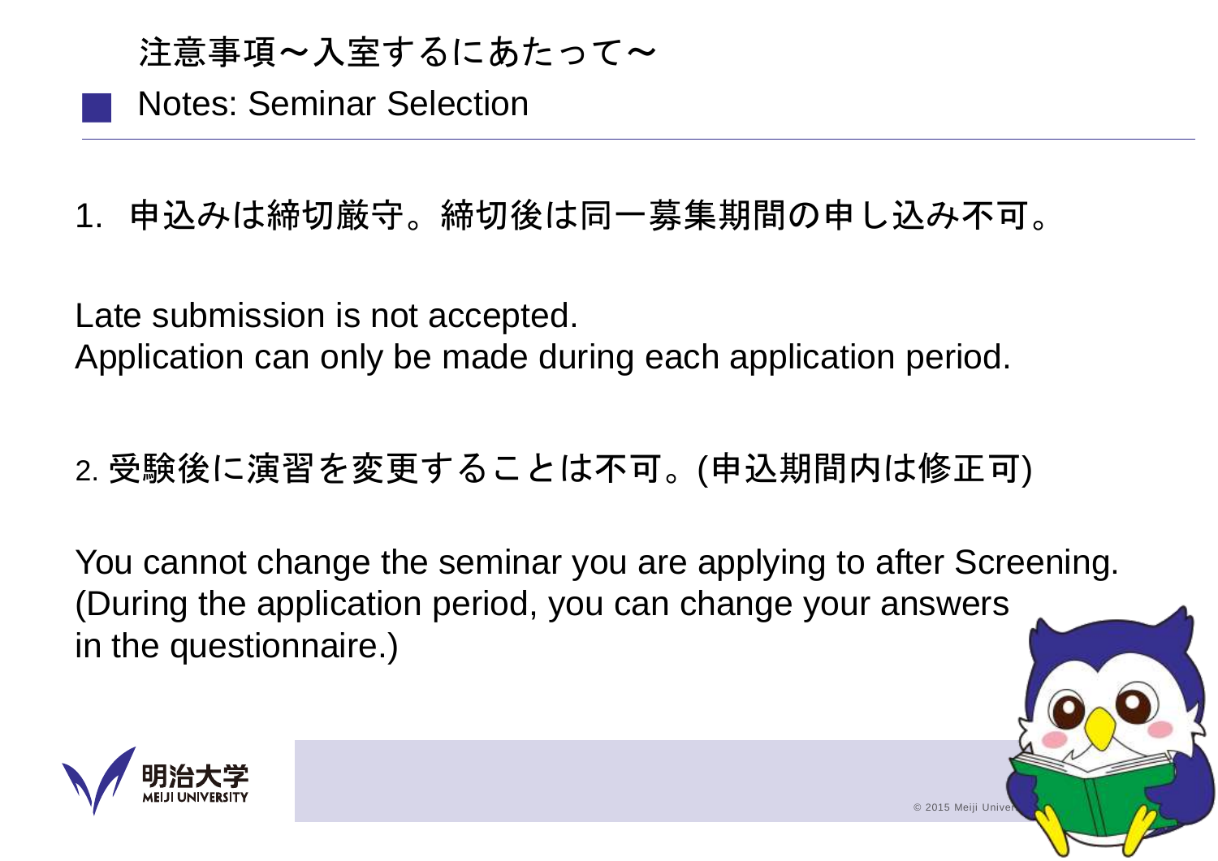## 注意事項～入室するにあたって～

## Notes: Seminar Selection

1. 申込みは締切厳守。締切後は同一募集期間の申し込み不可。

Late submission is not accepted.
Application can only be made during each application period.

2. 受験後に演習を変更することは不可。(申込期間内は修正可)

You cannot change the seminar you are applying to after Screening.
(During the application period, you can change your answers in the questionnaire.)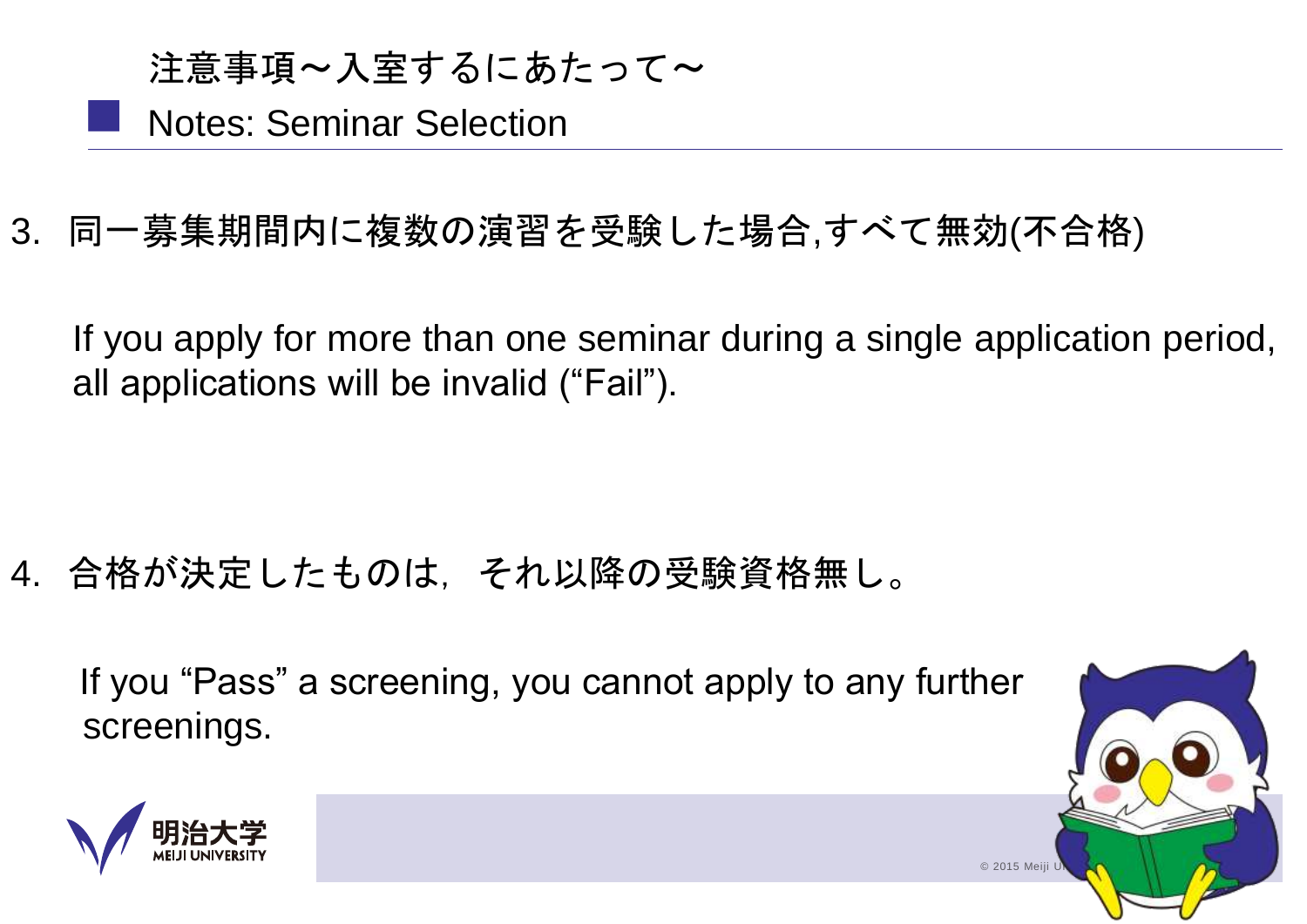## 注意事項～入室するにあたって～

## Notes: Seminar Selection

3. 同一募集期間内に複数の演習を受験した場合,すべて無効(不合格)

   If you apply for more than one seminar during a single application period, all applications will be invalid (“Fail”).

4. 合格が決定したものは，それ以降の受験資格無し。

   If you “Pass” a screening, you cannot apply to any further screenings.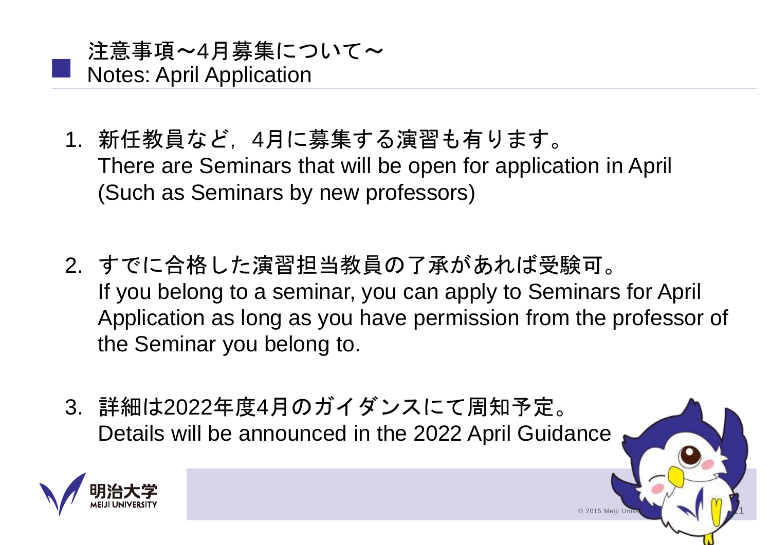## 注意事項～4月募集について～
## Notes: April Application

1. 新任教員など，4月に募集する演習も有ります。
   There are Seminars that will be open for application in April (Such as Seminars by new professors)

2. すでに合格した演習担当教員の了承があれば受験可。
   If you belong to a seminar, you can apply to Seminars for April Application as long as you have permission from the professor of the Seminar you belong to.

3. 詳細は2022年度4月のガイダンスにて周知予定。
   Details will be announced in the 2022 April Guidance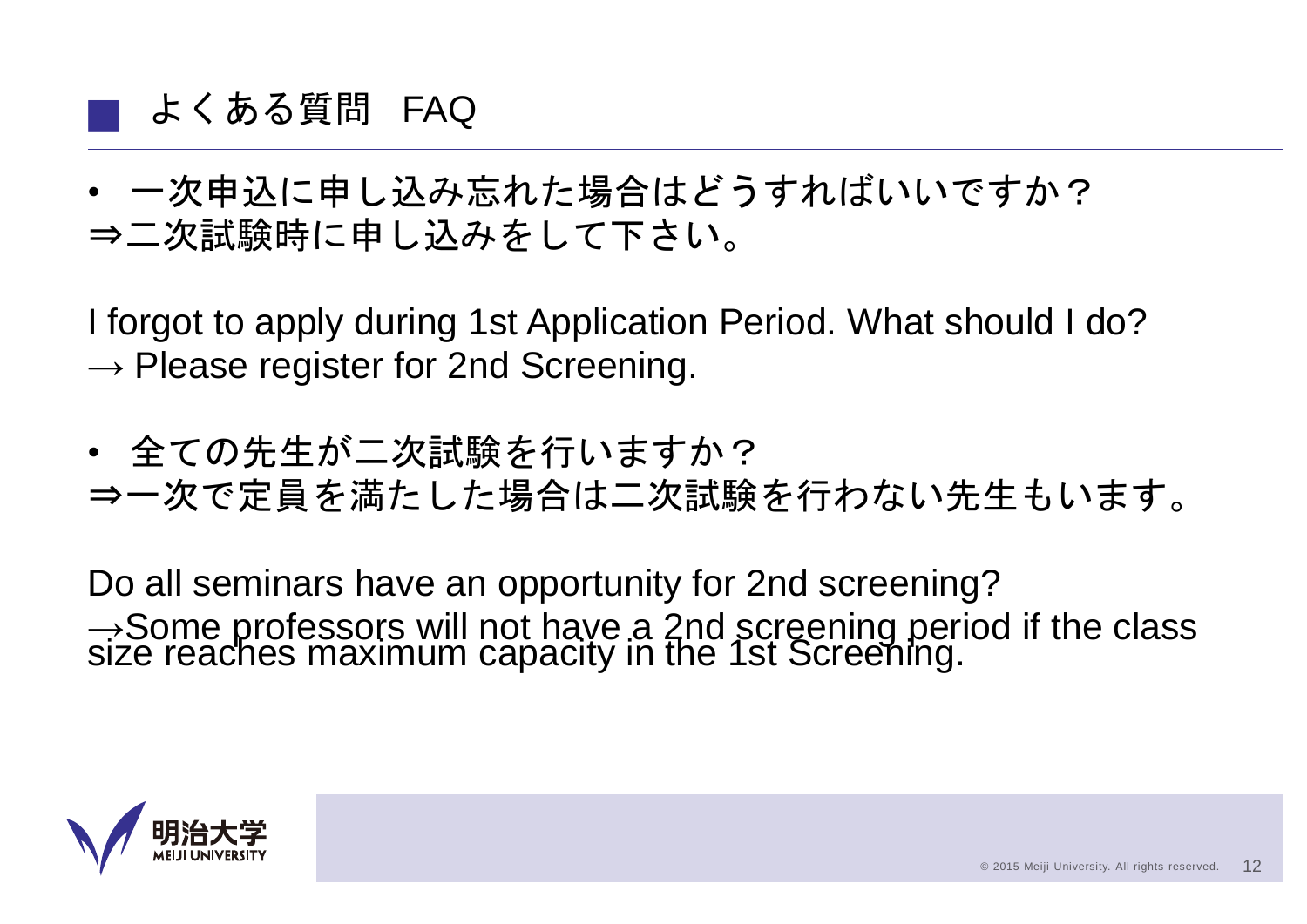## よくある質問 FAQ

- 一次申込に申し込み忘れた場合はどうすればいいですか？

⇒二次試験時に申し込みをして下さい。

I forgot to apply during 1st Application Period. What should I do?
→ Please register for 2nd Screening.

- 全ての先生が二次試験を行いますか？

⇒一次で定員を満たした場合は二次試験を行わない先生もいます。

Do all seminars have an opportunity for 2nd screening?
→Some professors will not have a 2nd screening period if the class size reaches maximum capacity in the 1st Screening.

明治大学 MEIJI UNIVERSITY

© 2015 Meiji University. All rights reserved.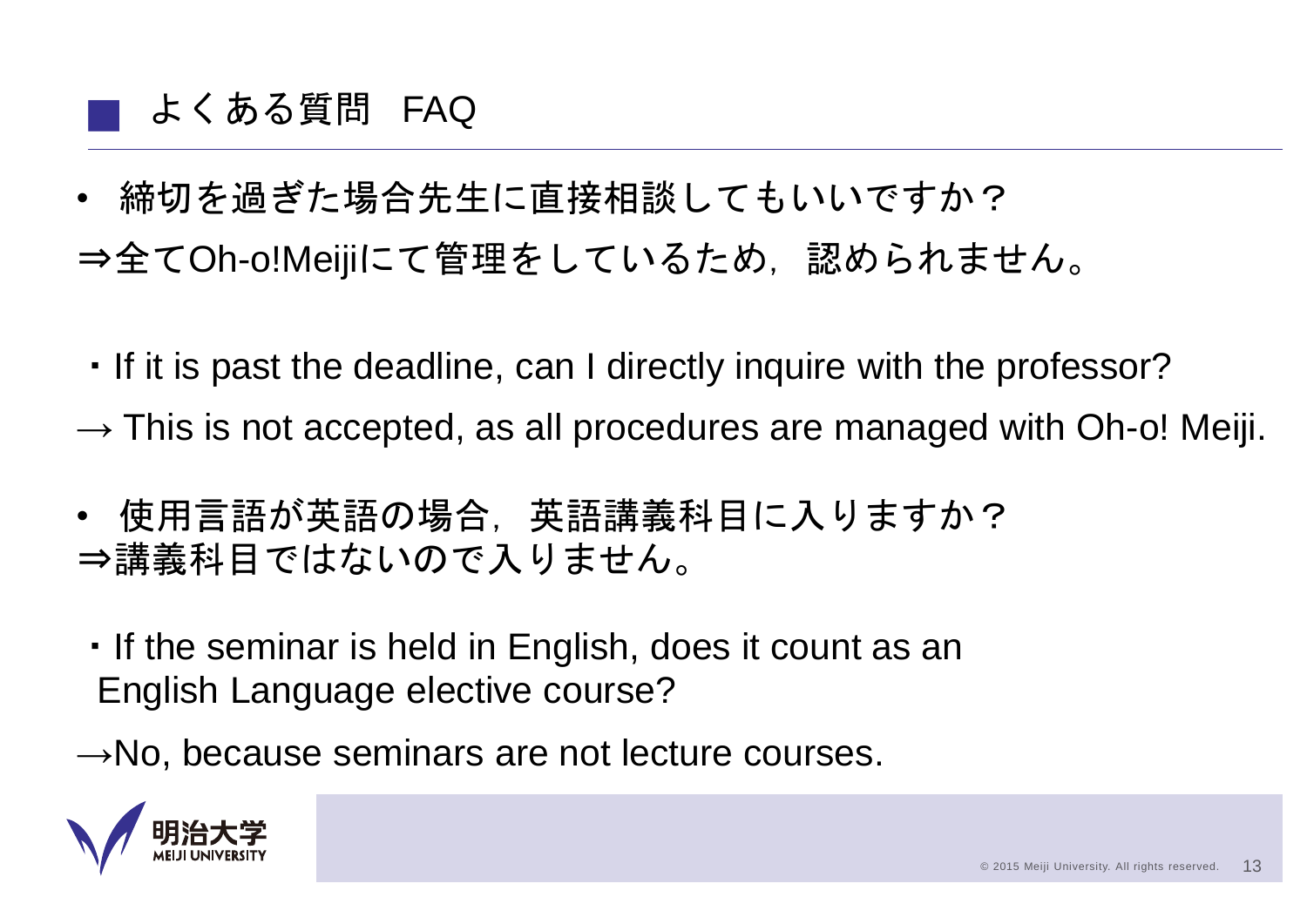## よくある質問　FAQ

- 締切を過ぎた場合先生に直接相談してもいいですか？

⇒全てOh-o!Meijiにて管理をしているため，認められません。

・If it is past the deadline, can I directly inquire with the professor?

→ This is not accepted, as all procedures are managed with Oh-o! Meiji.

- 使用言語が英語の場合，英語講義科目に入りますか？

⇒講義科目ではないので入りません。

・If the seminar is held in English, does it count as an English Language elective course?

→No, because seminars are not lecture courses.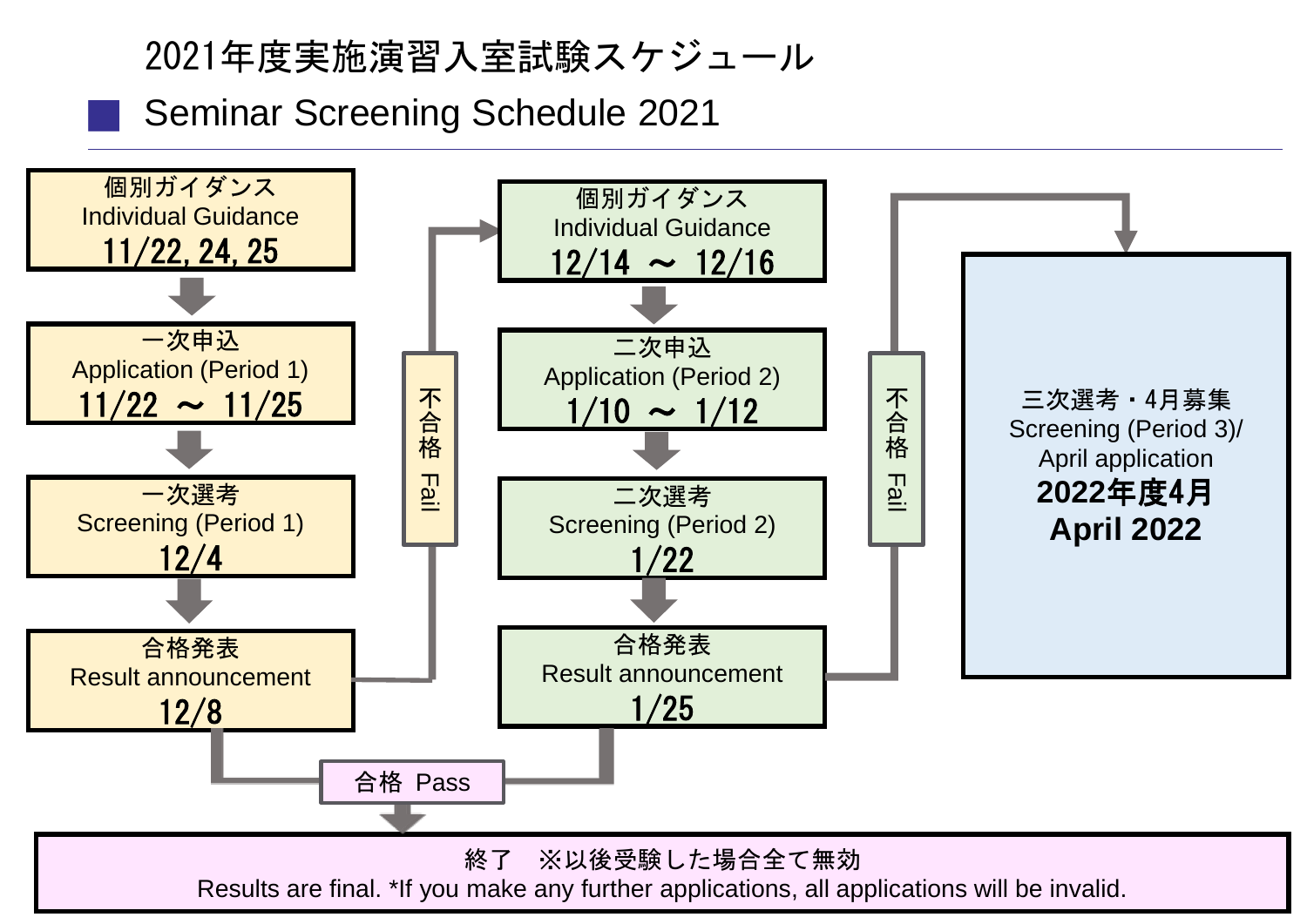# 2021年度実施演習入室試験スケジュール

## Seminar Screening Schedule 2021

**Period 1**

- 個別ガイダンス Individual Guidance: **11/22, 24, 25**
- 一次申込 Application (Period 1): **11/22 ～ 11/25**
- 一次選考 Screening (Period 1): **12/4**
- 合格発表 Result announcement: **12/8**
  - 合格 Pass → 終了
  - 不合格 Fail → Period 2

**Period 2**

- 個別ガイダンス Individual Guidance: **12/14 ～ 12/16**
- 二次申込 Application (Period 2): **1/10 ～ 1/12**
- 二次選考 Screening (Period 2): **1/22**
- 合格発表 Result announcement: **1/25**
  - 合格 Pass → 終了
  - 不合格 Fail → Period 3

**Period 3**

- 三次選考・4月募集 Screening (Period 3)/ April application: **2022年度4月 April 2022**

**終了**

終了　※以後受験した場合全て無効

Results are final. *If you make any further applications, all applications will be invalid.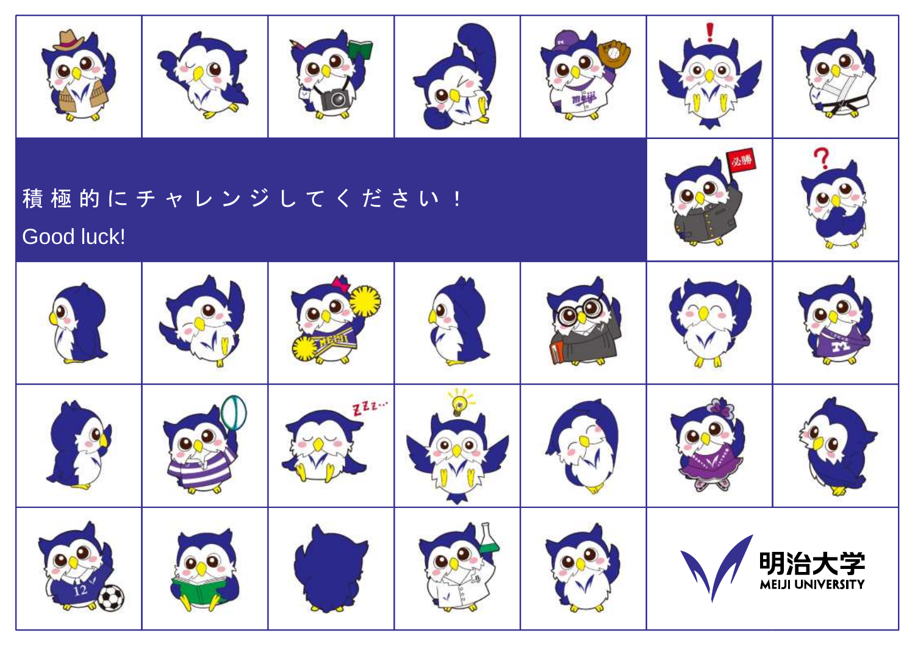積 極 的 に チ ャ レ ン ジ し て く だ さ い ！

Good luck!

明治大学

MEIJI UNIVERSITY